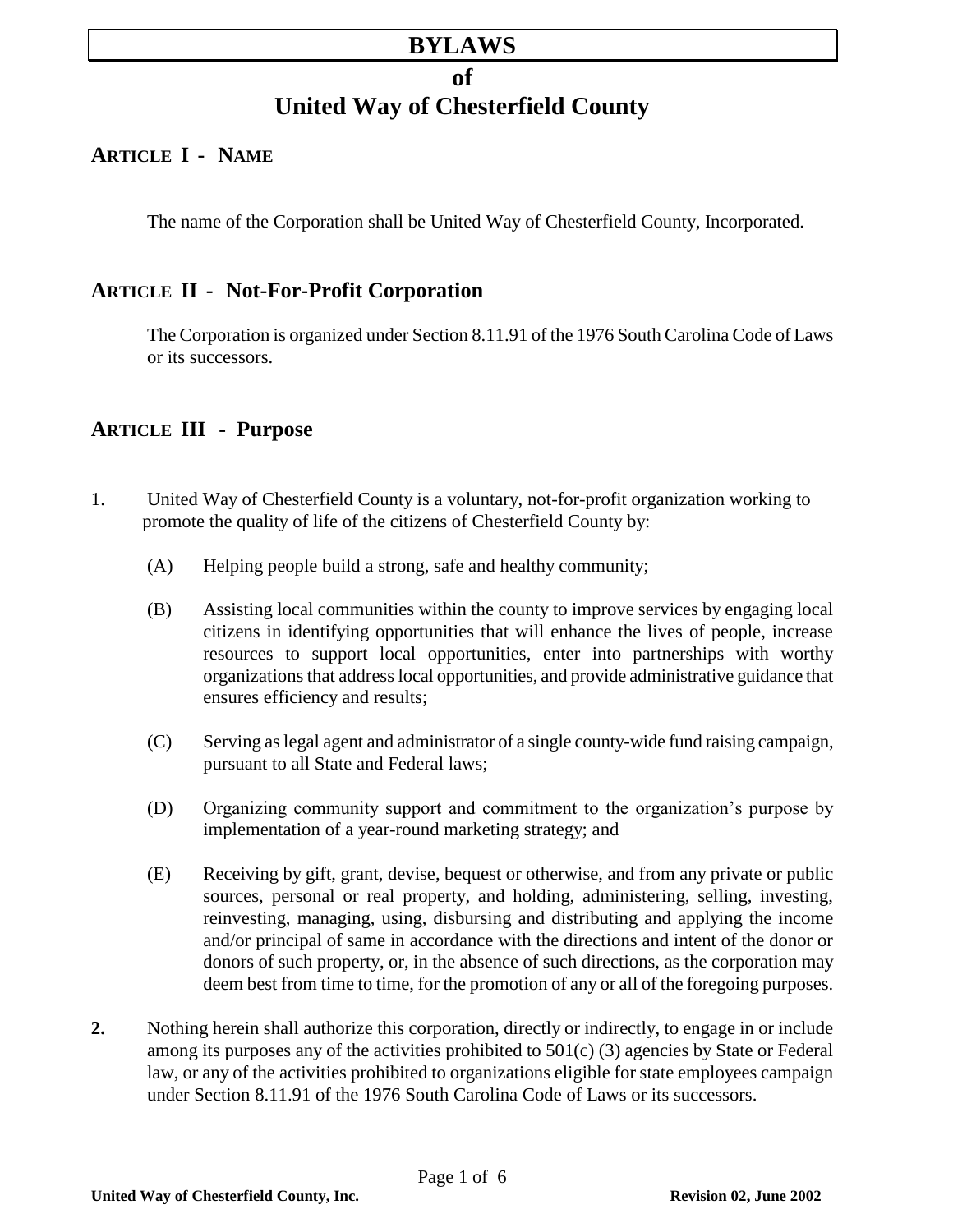# BYLAWS

# of

# United Way of Chesterfield County

## ARTICLE I - NAME

The name of the Corporation shall be United Way of Chesterfield County, Incorporated.

## ARTICLE II - Not-For-Profit Corporation

The Corporation is organized under Section 8.11.91 of the 1976 South Carolina Code of Laws or its successors.

## ARTICLE III - Purpose

1. United Way of Chesterfield County is a voluntary, not-for-profit organization working to promote the quality of life of the citizens of Chesterfield County by:

   (A) Helping people build a strong, safe and healthy community;

   (B) Assisting local communities within the county to improve services by engaging local citizens in identifying opportunities that will enhance the lives of people, increase resources to support local opportunities, enter into partnerships with worthy organizations that address local opportunities, and provide administrative guidance that ensures efficiency and results;

   (C) Serving as legal agent and administrator of a single county-wide fund raising campaign, pursuant to all State and Federal laws;

   (D) Organizing community support and commitment to the organization's purpose by implementation of a year-round marketing strategy; and

   (E) Receiving by gift, grant, devise, bequest or otherwise, and from any private or public sources, personal or real property, and holding, administering, selling, investing, reinvesting, managing, using, disbursing and distributing and applying the income and/or principal of same in accordance with the directions and intent of the donor or donors of such property, or, in the absence of such directions, as the corporation may deem best from time to time, for the promotion of any or all of the foregoing purposes.

**2.** Nothing herein shall authorize this corporation, directly or indirectly, to engage in or include among its purposes any of the activities prohibited to 501(c) (3) agencies by State or Federal law, or any of the activities prohibited to organizations eligible for state employees campaign under Section 8.11.91 of the 1976 South Carolina Code of Laws or its successors.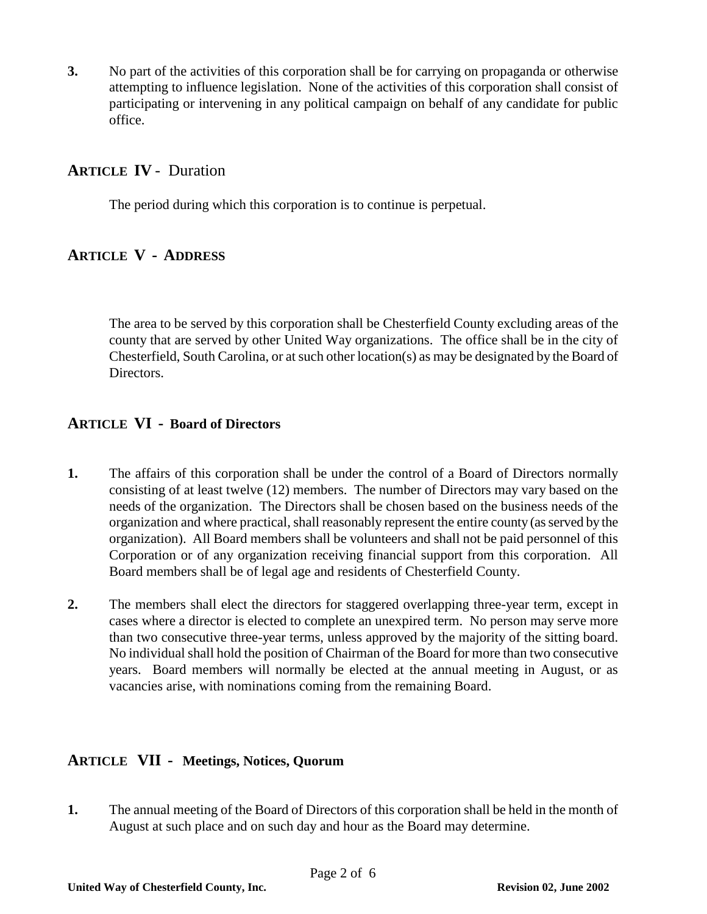**3.** No part of the activities of this corporation shall be for carrying on propaganda or otherwise attempting to influence legislation. None of the activities of this corporation shall consist of participating or intervening in any political campaign on behalf of any candidate for public office.

## ARTICLE IV - Duration

The period during which this corporation is to continue is perpetual.

## ARTICLE V - ADDRESS

The area to be served by this corporation shall be Chesterfield County excluding areas of the county that are served by other United Way organizations. The office shall be in the city of Chesterfield, South Carolina, or at such other location(s) as may be designated by the Board of Directors.

## ARTICLE VI - Board of Directors

**1.** The affairs of this corporation shall be under the control of a Board of Directors normally consisting of at least twelve (12) members. The number of Directors may vary based on the needs of the organization. The Directors shall be chosen based on the business needs of the organization and where practical, shall reasonably represent the entire county (as served by the organization). All Board members shall be volunteers and shall not be paid personnel of this Corporation or of any organization receiving financial support from this corporation. All Board members shall be of legal age and residents of Chesterfield County.

**2.** The members shall elect the directors for staggered overlapping three-year term, except in cases where a director is elected to complete an unexpired term. No person may serve more than two consecutive three-year terms, unless approved by the majority of the sitting board. No individual shall hold the position of Chairman of the Board for more than two consecutive years. Board members will normally be elected at the annual meeting in August, or as vacancies arise, with nominations coming from the remaining Board.

## ARTICLE VII - Meetings, Notices, Quorum

**1.** The annual meeting of the Board of Directors of this corporation shall be held in the month of August at such place and on such day and hour as the Board may determine.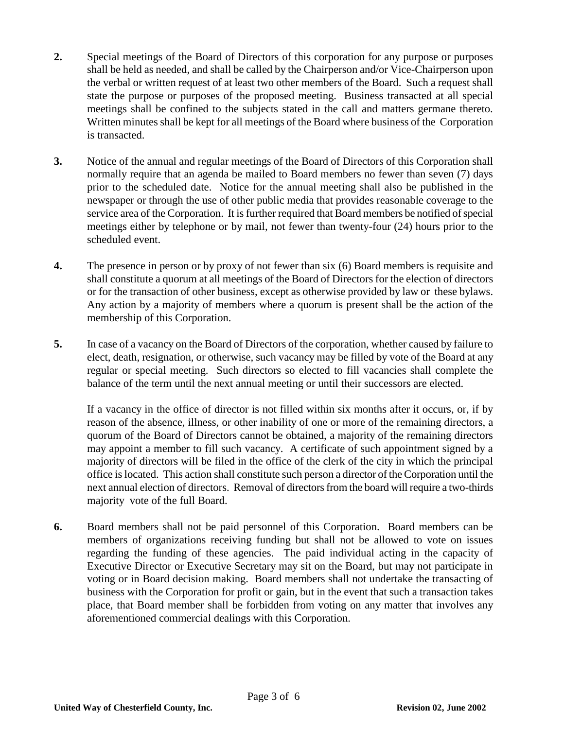**2.** Special meetings of the Board of Directors of this corporation for any purpose or purposes shall be held as needed, and shall be called by the Chairperson and/or Vice-Chairperson upon the verbal or written request of at least two other members of the Board. Such a request shall state the purpose or purposes of the proposed meeting. Business transacted at all special meetings shall be confined to the subjects stated in the call and matters germane thereto. Written minutes shall be kept for all meetings of the Board where business of the Corporation is transacted.

**3.** Notice of the annual and regular meetings of the Board of Directors of this Corporation shall normally require that an agenda be mailed to Board members no fewer than seven (7) days prior to the scheduled date. Notice for the annual meeting shall also be published in the newspaper or through the use of other public media that provides reasonable coverage to the service area of the Corporation. It is further required that Board members be notified of special meetings either by telephone or by mail, not fewer than twenty-four (24) hours prior to the scheduled event.

**4.** The presence in person or by proxy of not fewer than six (6) Board members is requisite and shall constitute a quorum at all meetings of the Board of Directors for the election of directors or for the transaction of other business, except as otherwise provided by law or these bylaws. Any action by a majority of members where a quorum is present shall be the action of the membership of this Corporation.

**5.** In case of a vacancy on the Board of Directors of the corporation, whether caused by failure to elect, death, resignation, or otherwise, such vacancy may be filled by vote of the Board at any regular or special meeting. Such directors so elected to fill vacancies shall complete the balance of the term until the next annual meeting or until their successors are elected.

If a vacancy in the office of director is not filled within six months after it occurs, or, if by reason of the absence, illness, or other inability of one or more of the remaining directors, a quorum of the Board of Directors cannot be obtained, a majority of the remaining directors may appoint a member to fill such vacancy. A certificate of such appointment signed by a majority of directors will be filed in the office of the clerk of the city in which the principal office is located. This action shall constitute such person a director of the Corporation until the next annual election of directors. Removal of directors from the board will require a two-thirds majority vote of the full Board.

**6.** Board members shall not be paid personnel of this Corporation. Board members can be members of organizations receiving funding but shall not be allowed to vote on issues regarding the funding of these agencies. The paid individual acting in the capacity of Executive Director or Executive Secretary may sit on the Board, but may not participate in voting or in Board decision making. Board members shall not undertake the transacting of business with the Corporation for profit or gain, but in the event that such a transaction takes place, that Board member shall be forbidden from voting on any matter that involves any aforementioned commercial dealings with this Corporation.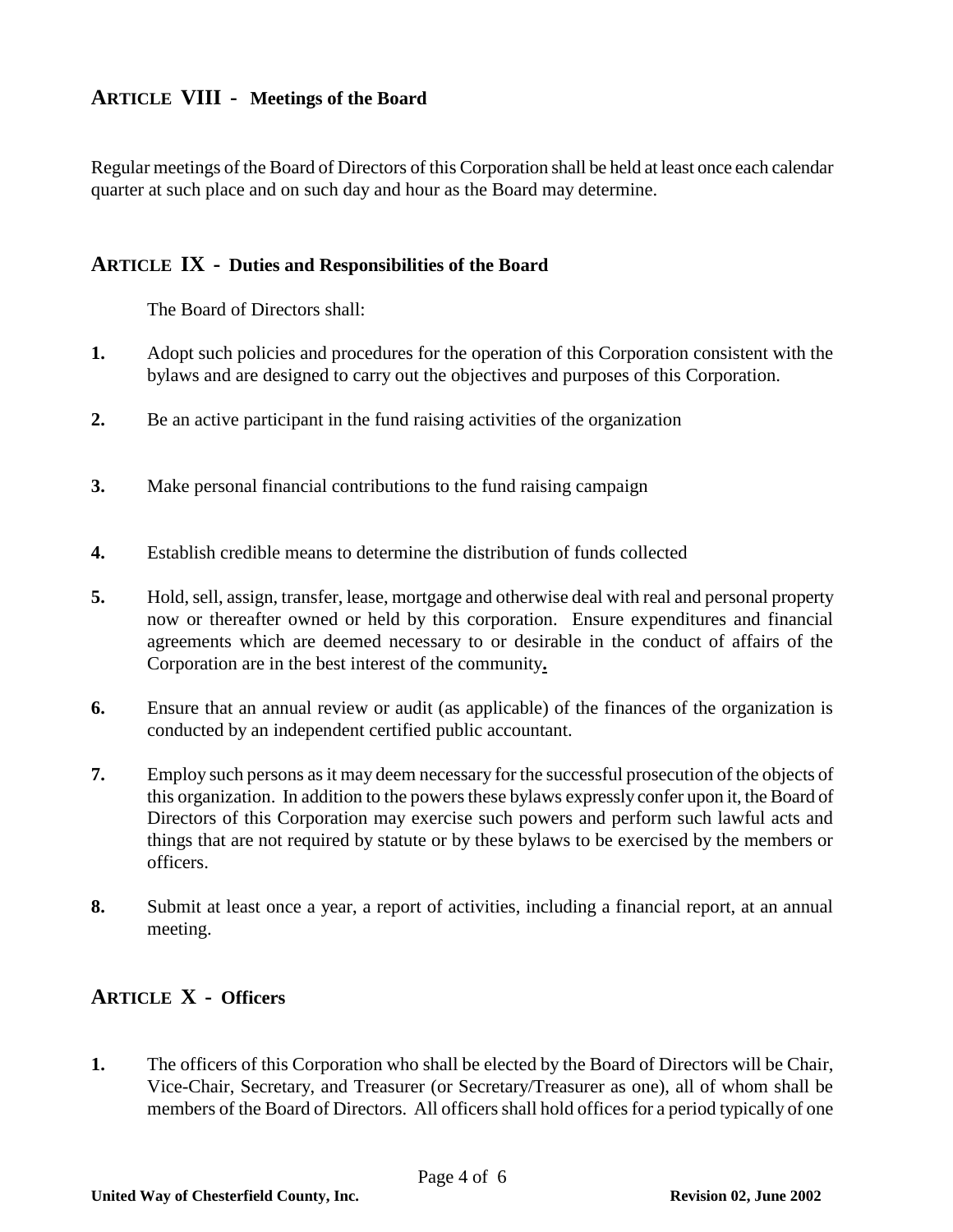## ARTICLE VIII - Meetings of the Board

Regular meetings of the Board of Directors of this Corporation shall be held at least once each calendar quarter at such place and on such day and hour as the Board may determine.

## ARTICLE IX - Duties and Responsibilities of the Board

The Board of Directors shall:

**1.** Adopt such policies and procedures for the operation of this Corporation consistent with the bylaws and are designed to carry out the objectives and purposes of this Corporation.

**2.** Be an active participant in the fund raising activities of the organization

**3.** Make personal financial contributions to the fund raising campaign

**4.** Establish credible means to determine the distribution of funds collected

**5.** Hold, sell, assign, transfer, lease, mortgage and otherwise deal with real and personal property now or thereafter owned or held by this corporation. Ensure expenditures and financial agreements which are deemed necessary to or desirable in the conduct of affairs of the Corporation are in the best interest of the community**.**

**6.** Ensure that an annual review or audit (as applicable) of the finances of the organization is conducted by an independent certified public accountant.

**7.** Employ such persons as it may deem necessary for the successful prosecution of the objects of this organization. In addition to the powers these bylaws expressly confer upon it, the Board of Directors of this Corporation may exercise such powers and perform such lawful acts and things that are not required by statute or by these bylaws to be exercised by the members or officers.

**8.** Submit at least once a year, a report of activities, including a financial report, at an annual meeting.

## ARTICLE X - Officers

**1.** The officers of this Corporation who shall be elected by the Board of Directors will be Chair, Vice-Chair, Secretary, and Treasurer (or Secretary/Treasurer as one), all of whom shall be members of the Board of Directors. All officers shall hold offices for a period typically of one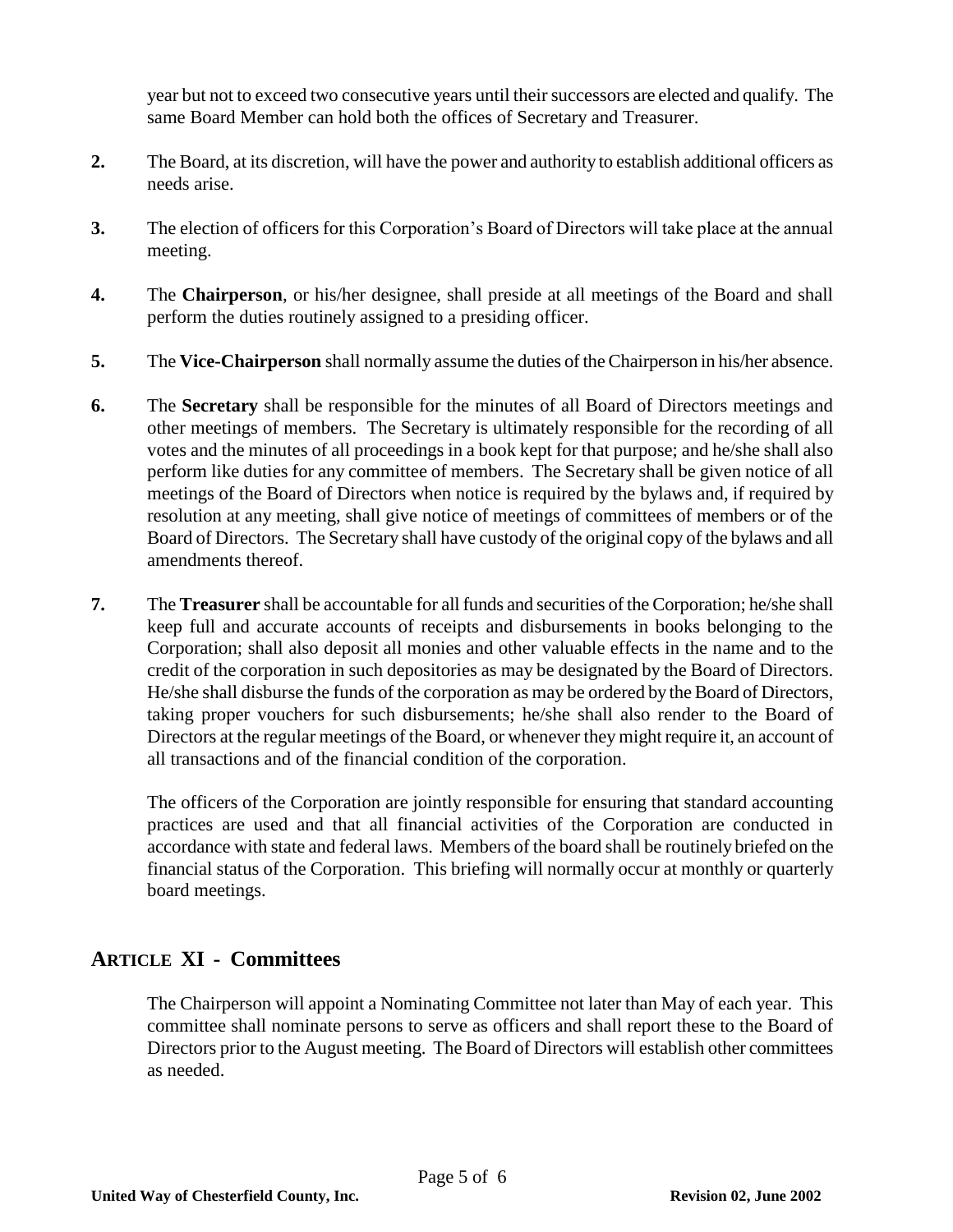year but not to exceed two consecutive years until their successors are elected and qualify. The same Board Member can hold both the offices of Secretary and Treasurer.

**2.** The Board, at its discretion, will have the power and authority to establish additional officers as needs arise.

**3.** The election of officers for this Corporation's Board of Directors will take place at the annual meeting.

**4.** The **Chairperson**, or his/her designee, shall preside at all meetings of the Board and shall perform the duties routinely assigned to a presiding officer.

**5.** The **Vice-Chairperson** shall normally assume the duties of the Chairperson in his/her absence.

**6.** The **Secretary** shall be responsible for the minutes of all Board of Directors meetings and other meetings of members. The Secretary is ultimately responsible for the recording of all votes and the minutes of all proceedings in a book kept for that purpose; and he/she shall also perform like duties for any committee of members. The Secretary shall be given notice of all meetings of the Board of Directors when notice is required by the bylaws and, if required by resolution at any meeting, shall give notice of meetings of committees of members or of the Board of Directors. The Secretary shall have custody of the original copy of the bylaws and all amendments thereof.

**7.** The **Treasurer** shall be accountable for all funds and securities of the Corporation; he/she shall keep full and accurate accounts of receipts and disbursements in books belonging to the Corporation; shall also deposit all monies and other valuable effects in the name and to the credit of the corporation in such depositories as may be designated by the Board of Directors. He/she shall disburse the funds of the corporation as may be ordered by the Board of Directors, taking proper vouchers for such disbursements; he/she shall also render to the Board of Directors at the regular meetings of the Board, or whenever they might require it, an account of all transactions and of the financial condition of the corporation.

The officers of the Corporation are jointly responsible for ensuring that standard accounting practices are used and that all financial activities of the Corporation are conducted in accordance with state and federal laws. Members of the board shall be routinely briefed on the financial status of the Corporation. This briefing will normally occur at monthly or quarterly board meetings.

## ARTICLE XI - Committees

The Chairperson will appoint a Nominating Committee not later than May of each year. This committee shall nominate persons to serve as officers and shall report these to the Board of Directors prior to the August meeting. The Board of Directors will establish other committees as needed.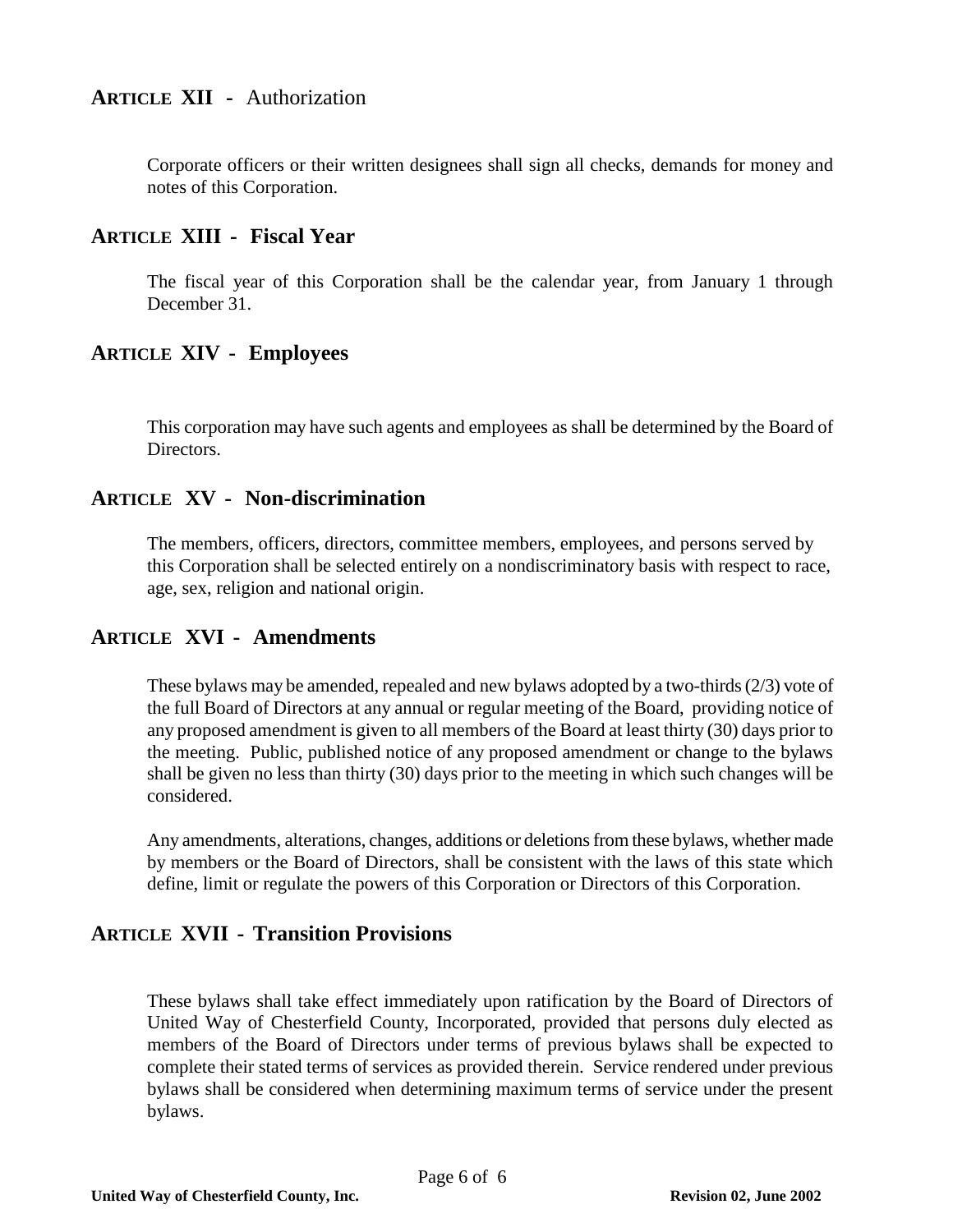## **ARTICLE XII -** Authorization

Corporate officers or their written designees shall sign all checks, demands for money and notes of this Corporation.

## **ARTICLE XIII - Fiscal Year**

The fiscal year of this Corporation shall be the calendar year, from January 1 through December 31.

## **ARTICLE XIV - Employees**

This corporation may have such agents and employees as shall be determined by the Board of Directors.

## **ARTICLE XV - Non-discrimination**

The members, officers, directors, committee members, employees, and persons served by this Corporation shall be selected entirely on a nondiscriminatory basis with respect to race, age, sex, religion and national origin.

## **ARTICLE XVI - Amendments**

These bylaws may be amended, repealed and new bylaws adopted by a two-thirds (2/3) vote of the full Board of Directors at any annual or regular meeting of the Board, providing notice of any proposed amendment is given to all members of the Board at least thirty (30) days prior to the meeting. Public, published notice of any proposed amendment or change to the bylaws shall be given no less than thirty (30) days prior to the meeting in which such changes will be considered.

Any amendments, alterations, changes, additions or deletions from these bylaws, whether made by members or the Board of Directors, shall be consistent with the laws of this state which define, limit or regulate the powers of this Corporation or Directors of this Corporation.

## **ARTICLE XVII - Transition Provisions**

These bylaws shall take effect immediately upon ratification by the Board of Directors of United Way of Chesterfield County, Incorporated, provided that persons duly elected as members of the Board of Directors under terms of previous bylaws shall be expected to complete their stated terms of services as provided therein. Service rendered under previous bylaws shall be considered when determining maximum terms of service under the present bylaws.